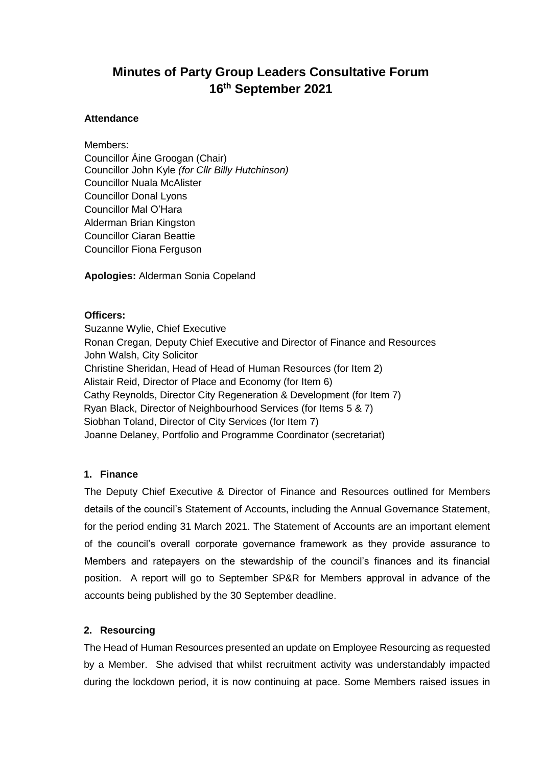# Minutes of Party Group Leaders Consultative Forum 16th September 2021

**Attendance**

Members:
Councillor Áine Groogan (Chair)
Councillor John Kyle *(for Cllr Billy Hutchinson)*
Councillor Nuala McAlister
Councillor Donal Lyons
Councillor Mal O'Hara
Alderman Brian Kingston
Councillor Ciaran Beattie
Councillor Fiona Ferguson

**Apologies:** Alderman Sonia Copeland

**Officers:**
Suzanne Wylie, Chief Executive
Ronan Cregan, Deputy Chief Executive and Director of Finance and Resources
John Walsh, City Solicitor
Christine Sheridan, Head of Head of Human Resources (for Item 2)
Alistair Reid, Director of Place and Economy (for Item 6)
Cathy Reynolds, Director City Regeneration & Development (for Item 7)
Ryan Black, Director of Neighbourhood Services (for Items 5 & 7)
Siobhan Toland, Director of City Services (for Item 7)
Joanne Delaney, Portfolio and Programme Coordinator (secretariat)

**1. Finance**

The Deputy Chief Executive & Director of Finance and Resources outlined for Members details of the council's Statement of Accounts, including the Annual Governance Statement, for the period ending 31 March 2021. The Statement of Accounts are an important element of the council's overall corporate governance framework as they provide assurance to Members and ratepayers on the stewardship of the council's finances and its financial position. A report will go to September SP&R for Members approval in advance of the accounts being published by the 30 September deadline.

**2. Resourcing**

The Head of Human Resources presented an update on Employee Resourcing as requested by a Member. She advised that whilst recruitment activity was understandably impacted during the lockdown period, it is now continuing at pace. Some Members raised issues in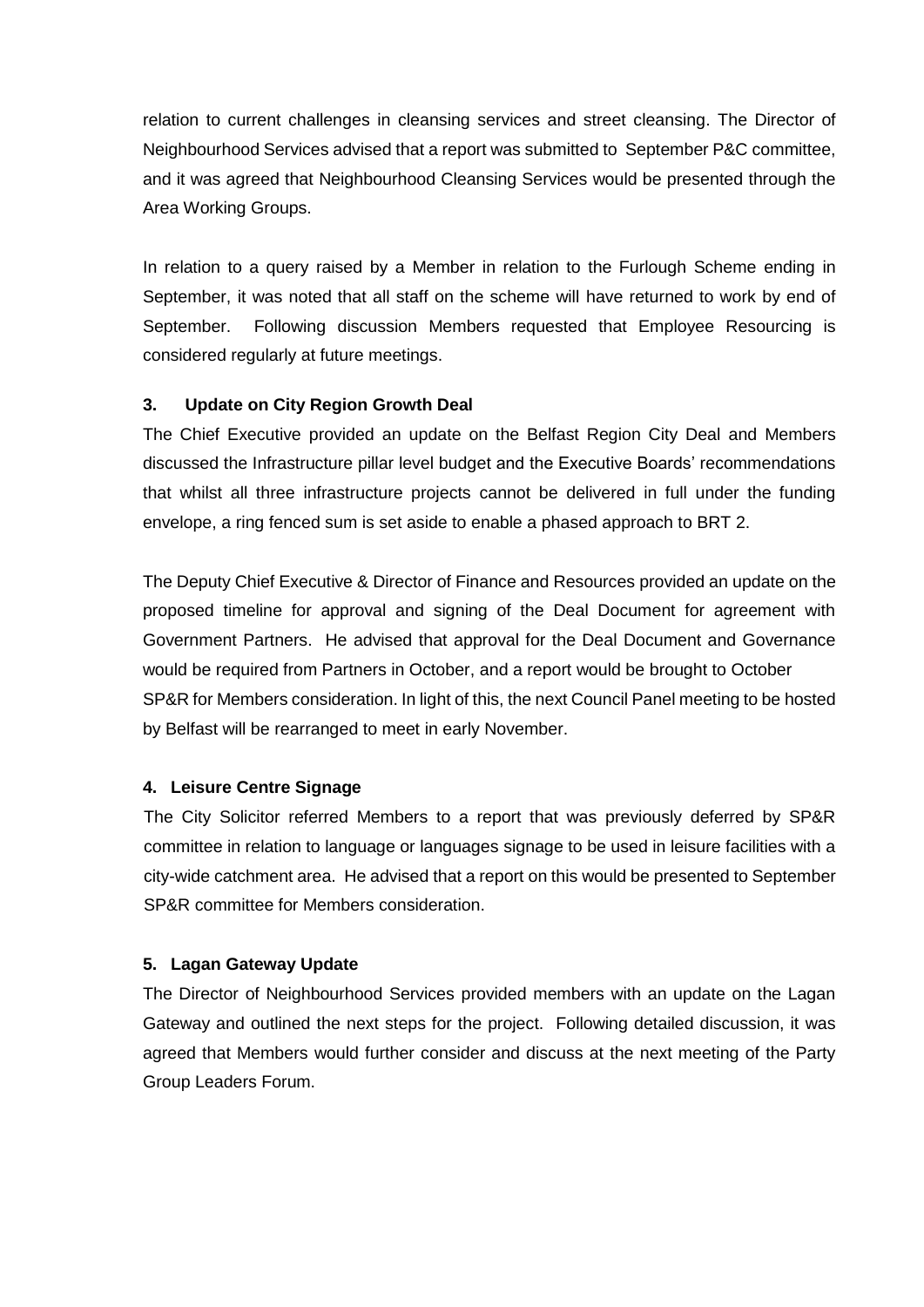relation to current challenges in cleansing services and street cleansing. The Director of Neighbourhood Services advised that a report was submitted to September P&C committee, and it was agreed that Neighbourhood Cleansing Services would be presented through the Area Working Groups.

In relation to a query raised by a Member in relation to the Furlough Scheme ending in September, it was noted that all staff on the scheme will have returned to work by end of September. Following discussion Members requested that Employee Resourcing is considered regularly at future meetings.

**3. Update on City Region Growth Deal**

The Chief Executive provided an update on the Belfast Region City Deal and Members discussed the Infrastructure pillar level budget and the Executive Boards' recommendations that whilst all three infrastructure projects cannot be delivered in full under the funding envelope, a ring fenced sum is set aside to enable a phased approach to BRT 2.

The Deputy Chief Executive & Director of Finance and Resources provided an update on the proposed timeline for approval and signing of the Deal Document for agreement with Government Partners. He advised that approval for the Deal Document and Governance would be required from Partners in October, and a report would be brought to October SP&R for Members consideration. In light of this, the next Council Panel meeting to be hosted by Belfast will be rearranged to meet in early November.

**4. Leisure Centre Signage**

The City Solicitor referred Members to a report that was previously deferred by SP&R committee in relation to language or languages signage to be used in leisure facilities with a city-wide catchment area. He advised that a report on this would be presented to September SP&R committee for Members consideration.

**5. Lagan Gateway Update**

The Director of Neighbourhood Services provided members with an update on the Lagan Gateway and outlined the next steps for the project. Following detailed discussion, it was agreed that Members would further consider and discuss at the next meeting of the Party Group Leaders Forum.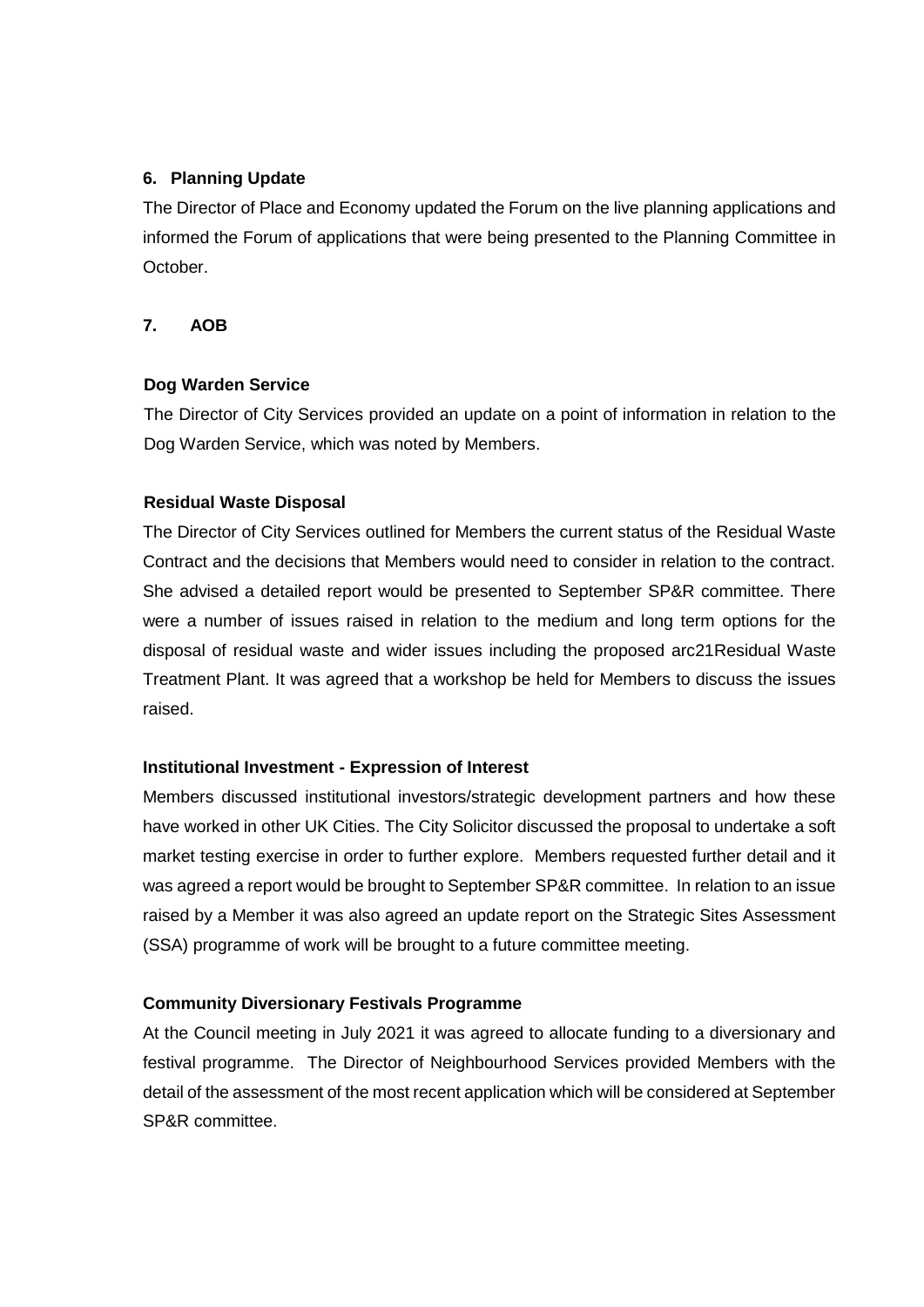## 6. Planning Update

The Director of Place and Economy updated the Forum on the live planning applications and informed the Forum of applications that were being presented to the Planning Committee in October.

## 7. AOB

### Dog Warden Service

The Director of City Services provided an update on a point of information in relation to the Dog Warden Service, which was noted by Members.

### Residual Waste Disposal

The Director of City Services outlined for Members the current status of the Residual Waste Contract and the decisions that Members would need to consider in relation to the contract. She advised a detailed report would be presented to September SP&R committee. There were a number of issues raised in relation to the medium and long term options for the disposal of residual waste and wider issues including the proposed arc21Residual Waste Treatment Plant. It was agreed that a workshop be held for Members to discuss the issues raised.

### Institutional Investment - Expression of Interest

Members discussed institutional investors/strategic development partners and how these have worked in other UK Cities. The City Solicitor discussed the proposal to undertake a soft market testing exercise in order to further explore. Members requested further detail and it was agreed a report would be brought to September SP&R committee. In relation to an issue raised by a Member it was also agreed an update report on the Strategic Sites Assessment (SSA) programme of work will be brought to a future committee meeting.

### Community Diversionary Festivals Programme

At the Council meeting in July 2021 it was agreed to allocate funding to a diversionary and festival programme. The Director of Neighbourhood Services provided Members with the detail of the assessment of the most recent application which will be considered at September SP&R committee.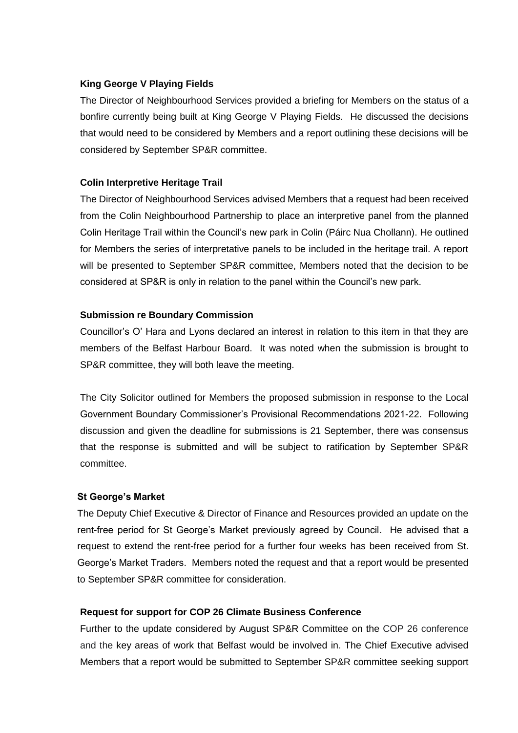**King George V Playing Fields**

The Director of Neighbourhood Services provided a briefing for Members on the status of a bonfire currently being built at King George V Playing Fields. He discussed the decisions that would need to be considered by Members and a report outlining these decisions will be considered by September SP&R committee.

**Colin Interpretive Heritage Trail**

The Director of Neighbourhood Services advised Members that a request had been received from the Colin Neighbourhood Partnership to place an interpretive panel from the planned Colin Heritage Trail within the Council's new park in Colin (Páirc Nua Chollann). He outlined for Members the series of interpretative panels to be included in the heritage trail. A report will be presented to September SP&R committee, Members noted that the decision to be considered at SP&R is only in relation to the panel within the Council's new park.

**Submission re Boundary Commission**

Councillor's O' Hara and Lyons declared an interest in relation to this item in that they are members of the Belfast Harbour Board. It was noted when the submission is brought to SP&R committee, they will both leave the meeting.

The City Solicitor outlined for Members the proposed submission in response to the Local Government Boundary Commissioner's Provisional Recommendations 2021-22. Following discussion and given the deadline for submissions is 21 September, there was consensus that the response is submitted and will be subject to ratification by September SP&R committee.

**St George's Market**

The Deputy Chief Executive & Director of Finance and Resources provided an update on the rent-free period for St George's Market previously agreed by Council. He advised that a request to extend the rent-free period for a further four weeks has been received from St. George's Market Traders. Members noted the request and that a report would be presented to September SP&R committee for consideration.

**Request for support for COP 26 Climate Business Conference**

Further to the update considered by August SP&R Committee on the COP 26 conference and the key areas of work that Belfast would be involved in. The Chief Executive advised Members that a report would be submitted to September SP&R committee seeking support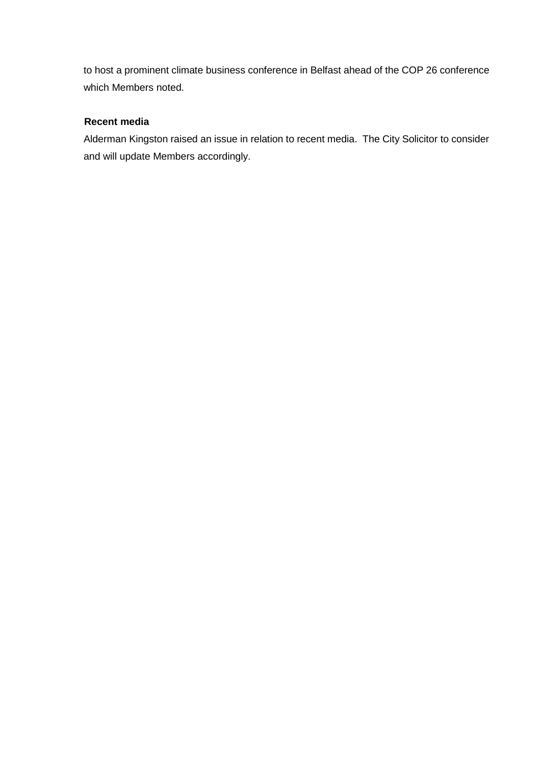to host a prominent climate business conference in Belfast ahead of the COP 26 conference which Members noted.

**Recent media**

Alderman Kingston raised an issue in relation to recent media. The City Solicitor to consider and will update Members accordingly.